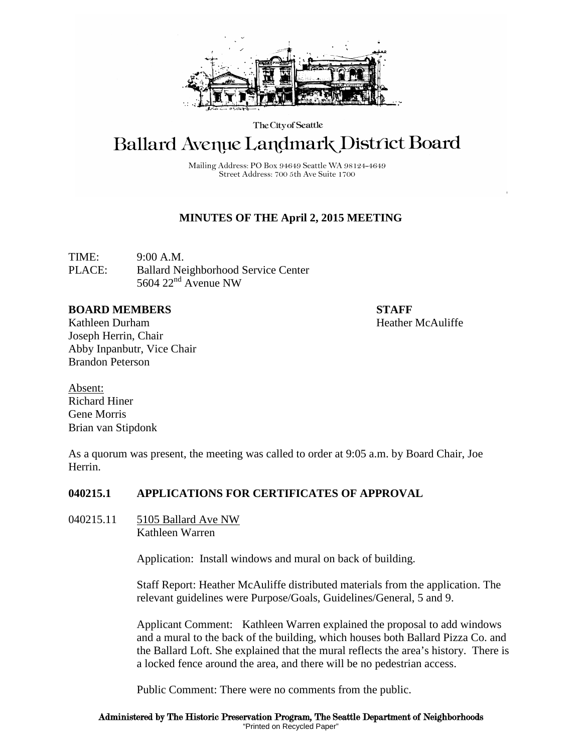The City of Seattle

# Ballard Avenue Landmark District Board

Mailing Address: PO Box 94649 Seattle WA 98124-4649
Street Address: 700 5th Ave Suite 1700

## MINUTES OF THE April 2, 2015 MEETING

TIME: 9:00 A.M.
PLACE: Ballard Neighborhood Service Center
5604 22nd Avenue NW

**BOARD MEMBERS**
Kathleen Durham
Joseph Herrin, Chair
Abby Inpanbutr, Vice Chair
Brandon Peterson

**STAFF**
Heather McAuliffe

Absent:
Richard Hiner
Gene Morris
Brian van Stipdonk

As a quorum was present, the meeting was called to order at 9:05 a.m. by Board Chair, Joe Herrin.

### 040215.1 APPLICATIONS FOR CERTIFICATES OF APPROVAL

040215.11 5105 Ballard Ave NW
Kathleen Warren

Application: Install windows and mural on back of building.

Staff Report: Heather McAuliffe distributed materials from the application. The relevant guidelines were Purpose/Goals, Guidelines/General, 5 and 9.

Applicant Comment: Kathleen Warren explained the proposal to add windows and a mural to the back of the building, which houses both Ballard Pizza Co. and the Ballard Loft. She explained that the mural reflects the area's history. There is a locked fence around the area, and there will be no pedestrian access.

Public Comment: There were no comments from the public.

**Administered by The Historic Preservation Program, The Seattle Department of Neighborhoods**
"Printed on Recycled Paper"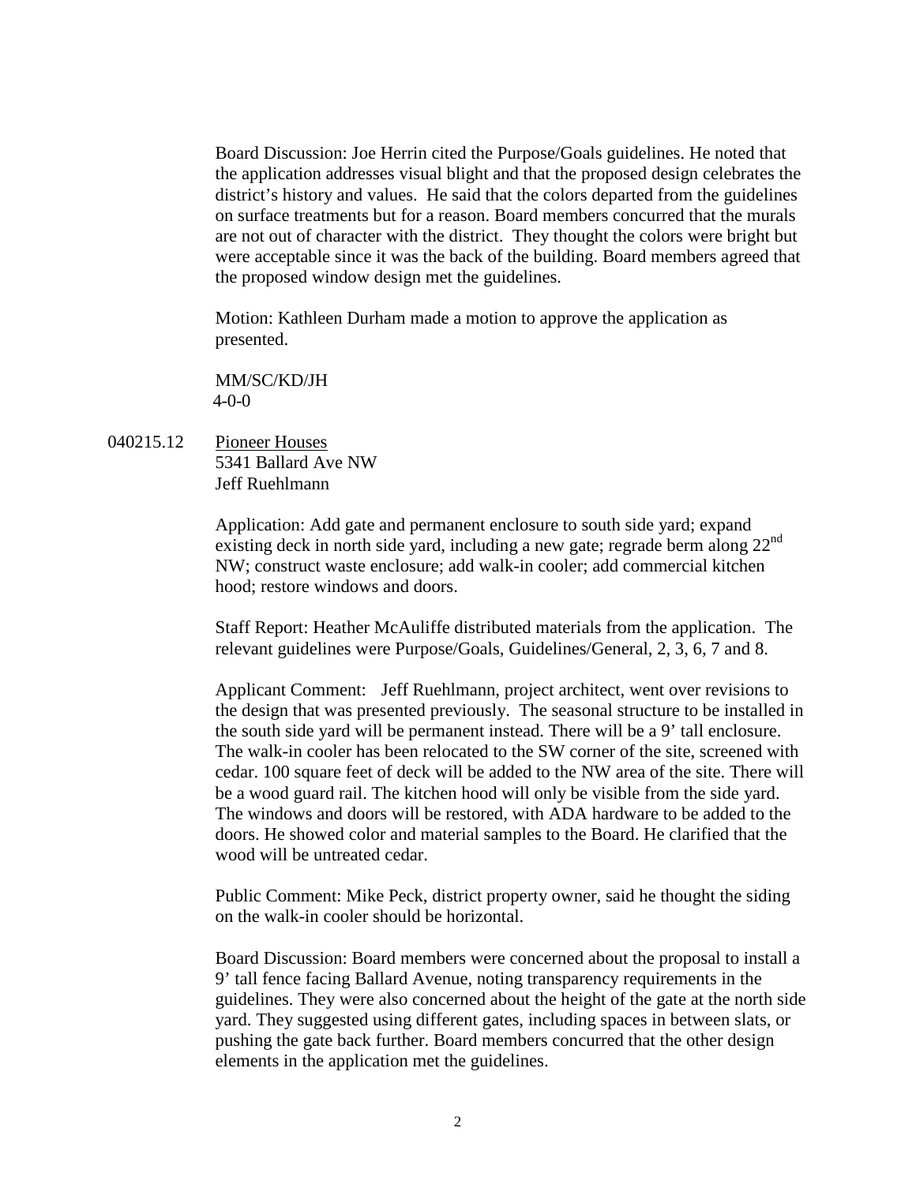Board Discussion: Joe Herrin cited the Purpose/Goals guidelines. He noted that the application addresses visual blight and that the proposed design celebrates the district's history and values. He said that the colors departed from the guidelines on surface treatments but for a reason. Board members concurred that the murals are not out of character with the district. They thought the colors were bright but were acceptable since it was the back of the building. Board members agreed that the proposed window design met the guidelines.

Motion: Kathleen Durham made a motion to approve the application as presented.

MM/SC/KD/JH
4-0-0

040215.12 Pioneer Houses
5341 Ballard Ave NW
Jeff Ruehlmann

Application: Add gate and permanent enclosure to south side yard; expand existing deck in north side yard, including a new gate; regrade berm along 22nd NW; construct waste enclosure; add walk-in cooler; add commercial kitchen hood; restore windows and doors.

Staff Report: Heather McAuliffe distributed materials from the application. The relevant guidelines were Purpose/Goals, Guidelines/General, 2, 3, 6, 7 and 8.

Applicant Comment: Jeff Ruehlmann, project architect, went over revisions to the design that was presented previously. The seasonal structure to be installed in the south side yard will be permanent instead. There will be a 9' tall enclosure. The walk-in cooler has been relocated to the SW corner of the site, screened with cedar. 100 square feet of deck will be added to the NW area of the site. There will be a wood guard rail. The kitchen hood will only be visible from the side yard. The windows and doors will be restored, with ADA hardware to be added to the doors. He showed color and material samples to the Board. He clarified that the wood will be untreated cedar.

Public Comment: Mike Peck, district property owner, said he thought the siding on the walk-in cooler should be horizontal.

Board Discussion: Board members were concerned about the proposal to install a 9' tall fence facing Ballard Avenue, noting transparency requirements in the guidelines. They were also concerned about the height of the gate at the north side yard. They suggested using different gates, including spaces in between slats, or pushing the gate back further. Board members concurred that the other design elements in the application met the guidelines.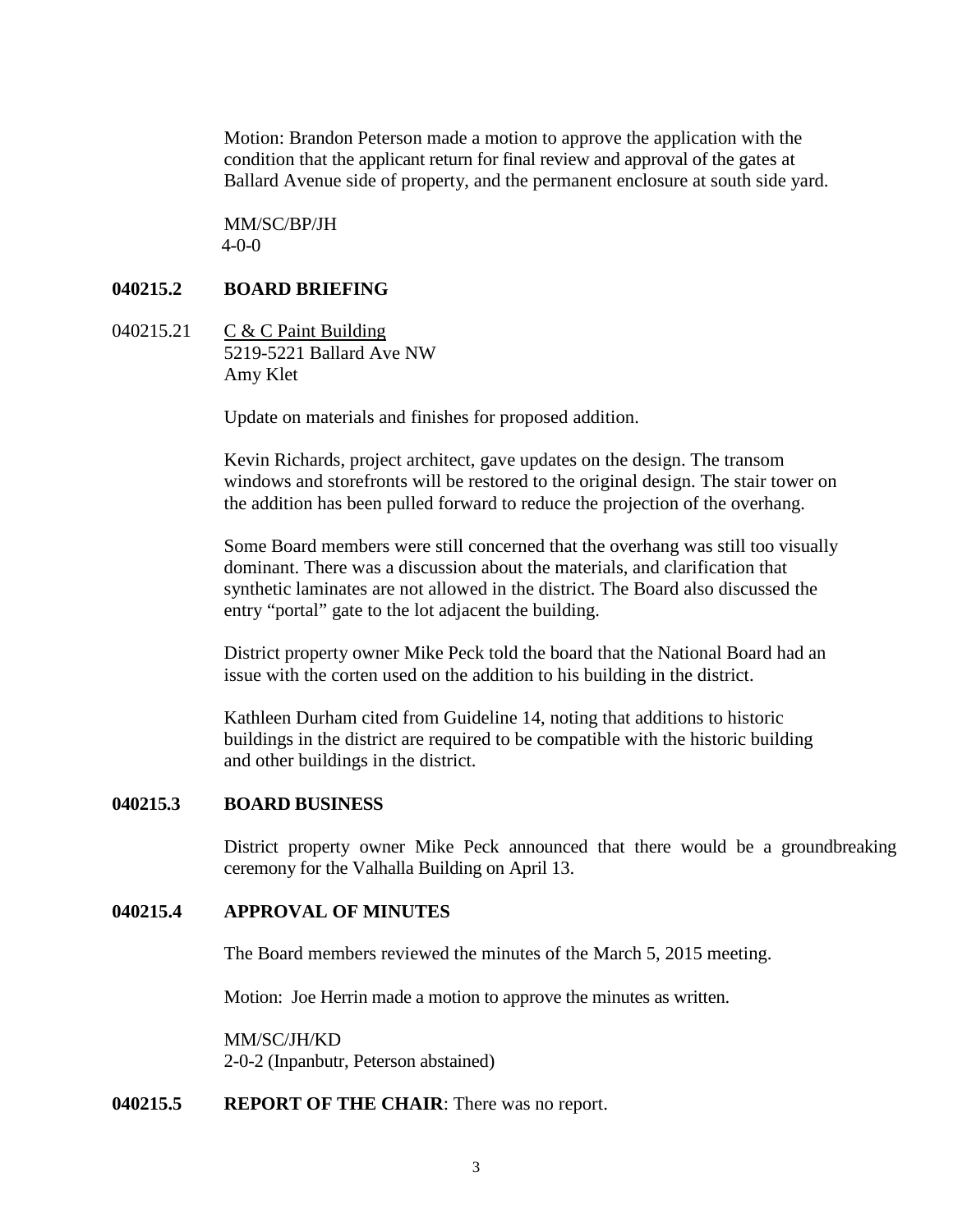Motion: Brandon Peterson made a motion to approve the application with the condition that the applicant return for final review and approval of the gates at Ballard Avenue side of property, and the permanent enclosure at south side yard.

MM/SC/BP/JH
4-0-0

**040215.2 BOARD BRIEFING**

040215.21 C & C Paint Building
5219-5221 Ballard Ave NW
Amy Klet

Update on materials and finishes for proposed addition.

Kevin Richards, project architect, gave updates on the design. The transom windows and storefronts will be restored to the original design. The stair tower on the addition has been pulled forward to reduce the projection of the overhang.

Some Board members were still concerned that the overhang was still too visually dominant. There was a discussion about the materials, and clarification that synthetic laminates are not allowed in the district. The Board also discussed the entry "portal" gate to the lot adjacent the building.

District property owner Mike Peck told the board that the National Board had an issue with the corten used on the addition to his building in the district.

Kathleen Durham cited from Guideline 14, noting that additions to historic buildings in the district are required to be compatible with the historic building and other buildings in the district.

**040215.3 BOARD BUSINESS**

District property owner Mike Peck announced that there would be a groundbreaking ceremony for the Valhalla Building on April 13.

**040215.4 APPROVAL OF MINUTES**

The Board members reviewed the minutes of the March 5, 2015 meeting.

Motion: Joe Herrin made a motion to approve the minutes as written.

MM/SC/JH/KD
2-0-2 (Inpanbutr, Peterson abstained)

**040215.5 REPORT OF THE CHAIR**: There was no report.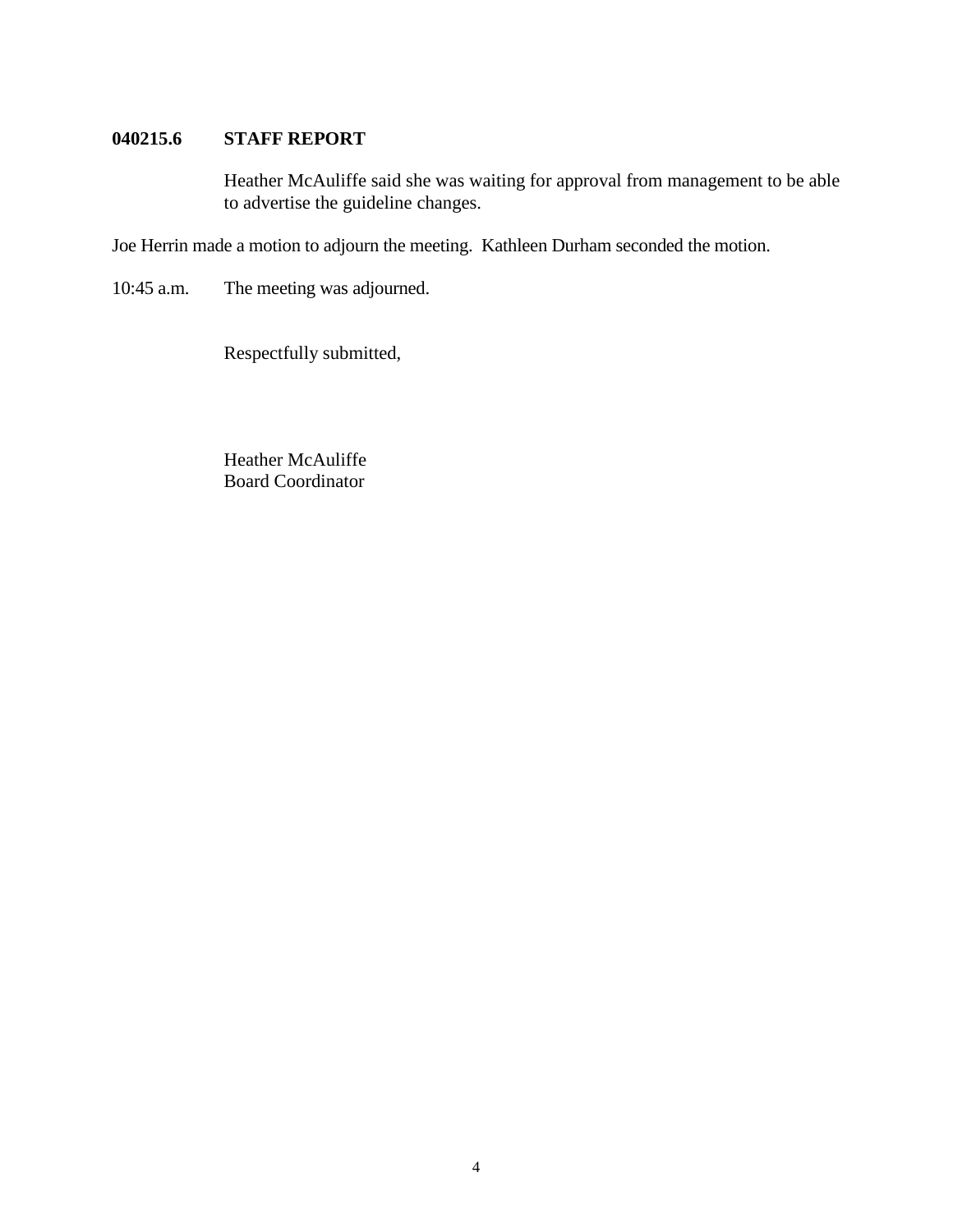**040215.6 STAFF REPORT**

Heather McAuliffe said she was waiting for approval from management to be able to advertise the guideline changes.

Joe Herrin made a motion to adjourn the meeting. Kathleen Durham seconded the motion.

10:45 a.m. The meeting was adjourned.

Respectfully submitted,

Heather McAuliffe
Board Coordinator